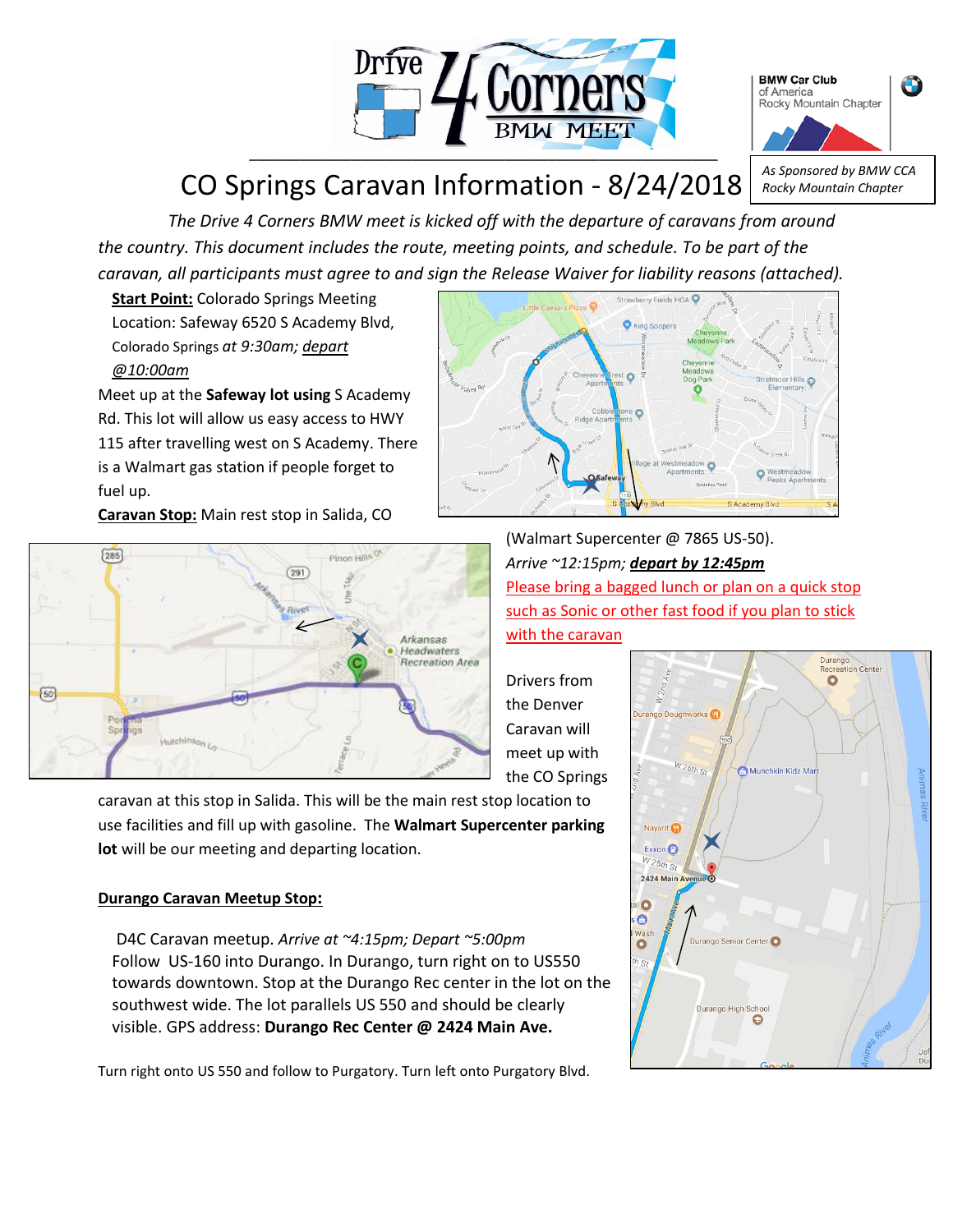# CO Springs Caravan Information - 8/24/2018

*As Sponsored by BMW CCA Rocky Mountain Chapter*

*The Drive 4 Corners BMW meet is kicked off with the departure of caravans from around the country. This document includes the route, meeting points, and schedule. To be part of the caravan, all participants must agree to and sign the Release Waiver for liability reasons (attached).*

**Start Point:** Colorado Springs Meeting Location: Safeway 6520 S Academy Blvd, Colorado Springs *at 9:30am; depart @10:00am*

Meet up at the **Safeway lot using** S Academy Rd. This lot will allow us easy access to HWY 115 after travelling west on S Academy. There is a Walmart gas station if people forget to fuel up.

**Caravan Stop:** Main rest stop in Salida, CO (Walmart Supercenter @ 7865 US-50). *Arrive ~12:15pm;* ***depart by 12:45pm***

Please bring a bagged lunch or plan on a quick stop such as Sonic or other fast food if you plan to stick with the caravan

Drivers from the Denver Caravan will meet up with the CO Springs caravan at this stop in Salida. This will be the main rest stop location to use facilities and fill up with gasoline. The **Walmart Supercenter parking lot** will be our meeting and departing location.

**Durango Caravan Meetup Stop:**

D4C Caravan meetup. *Arrive at ~4:15pm; Depart ~5:00pm*
Follow US-160 into Durango. In Durango, turn right on to US550 towards downtown. Stop at the Durango Rec center in the lot on the southwest wide. The lot parallels US 550 and should be clearly visible. GPS address: **Durango Rec Center @ 2424 Main Ave.**

Turn right onto US 550 and follow to Purgatory. Turn left onto Purgatory Blvd.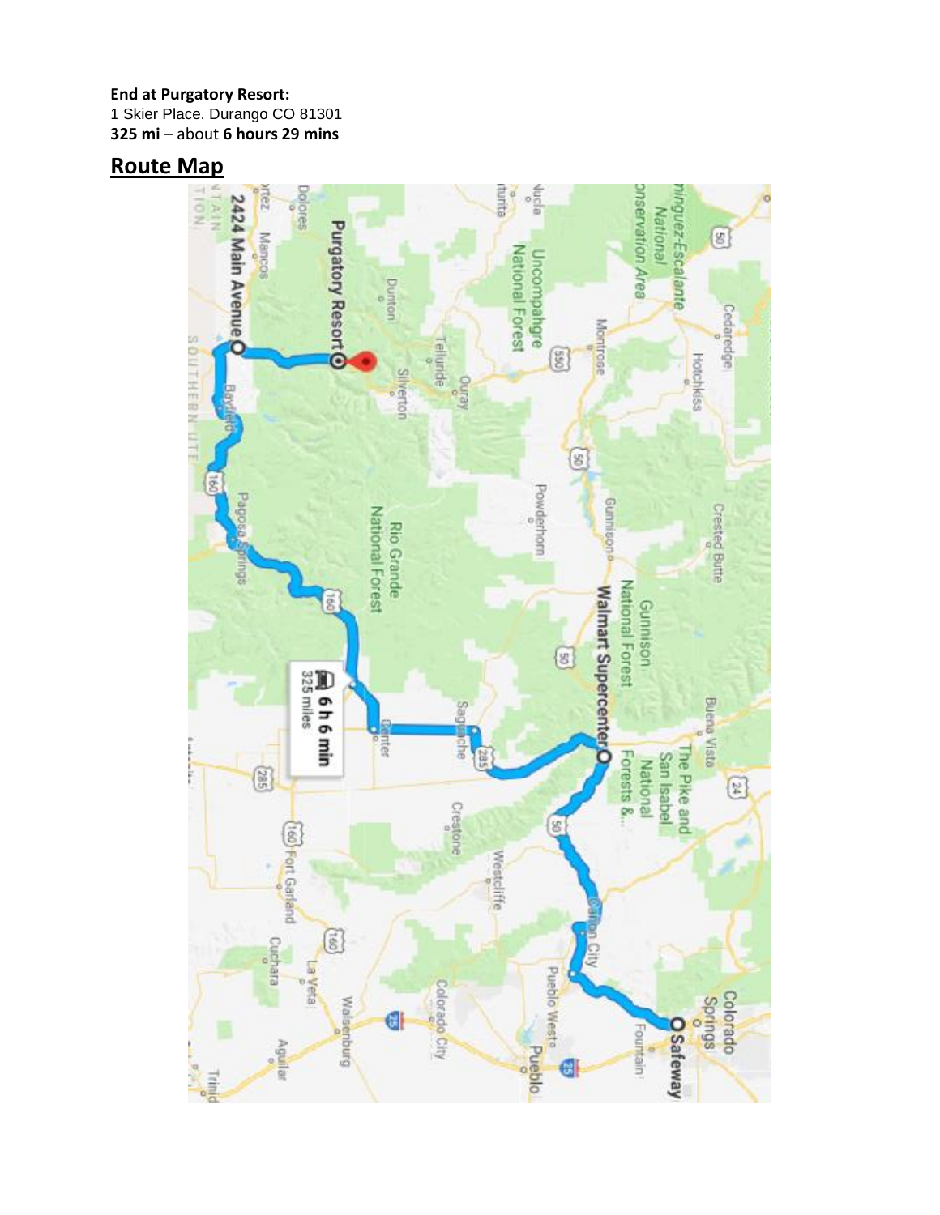**End at Purgatory Resort:**
1 Skier Place. Durango CO 81301
**325 mi** – about **6 hours 29 mins**

## Route Map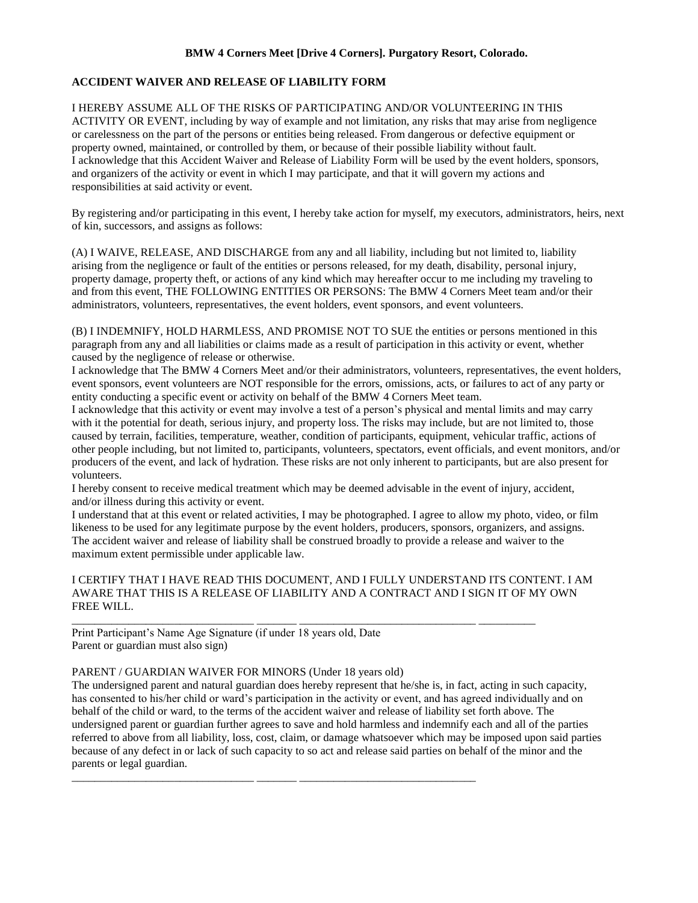**BMW 4 Corners Meet [Drive 4 Corners]. Purgatory Resort, Colorado.**

**ACCIDENT WAIVER AND RELEASE OF LIABILITY FORM**

I HEREBY ASSUME ALL OF THE RISKS OF PARTICIPATING AND/OR VOLUNTEERING IN THIS ACTIVITY OR EVENT, including by way of example and not limitation, any risks that may arise from negligence or carelessness on the part of the persons or entities being released. From dangerous or defective equipment or property owned, maintained, or controlled by them, or because of their possible liability without fault.
I acknowledge that this Accident Waiver and Release of Liability Form will be used by the event holders, sponsors, and organizers of the activity or event in which I may participate, and that it will govern my actions and responsibilities at said activity or event.

By registering and/or participating in this event, I hereby take action for myself, my executors, administrators, heirs, next of kin, successors, and assigns as follows:

(A) I WAIVE, RELEASE, AND DISCHARGE from any and all liability, including but not limited to, liability arising from the negligence or fault of the entities or persons released, for my death, disability, personal injury, property damage, property theft, or actions of any kind which may hereafter occur to me including my traveling to and from this event, THE FOLLOWING ENTITIES OR PERSONS: The BMW 4 Corners Meet team and/or their administrators, volunteers, representatives, the event holders, event sponsors, and event volunteers.

(B) I INDEMNIFY, HOLD HARMLESS, AND PROMISE NOT TO SUE the entities or persons mentioned in this paragraph from any and all liabilities or claims made as a result of participation in this activity or event, whether caused by the negligence of release or otherwise.
I acknowledge that The BMW 4 Corners Meet and/or their administrators, volunteers, representatives, the event holders, event sponsors, event volunteers are NOT responsible for the errors, omissions, acts, or failures to act of any party or entity conducting a specific event or activity on behalf of the BMW 4 Corners Meet team.
I acknowledge that this activity or event may involve a test of a person's physical and mental limits and may carry with it the potential for death, serious injury, and property loss. The risks may include, but are not limited to, those caused by terrain, facilities, temperature, weather, condition of participants, equipment, vehicular traffic, actions of other people including, but not limited to, participants, volunteers, spectators, event officials, and event monitors, and/or producers of the event, and lack of hydration. These risks are not only inherent to participants, but are also present for volunteers.
I hereby consent to receive medical treatment which may be deemed advisable in the event of injury, accident, and/or illness during this activity or event.
I understand that at this event or related activities, I may be photographed. I agree to allow my photo, video, or film likeness to be used for any legitimate purpose by the event holders, producers, sponsors, organizers, and assigns.
The accident waiver and release of liability shall be construed broadly to provide a release and waiver to the maximum extent permissible under applicable law.

I CERTIFY THAT I HAVE READ THIS DOCUMENT, AND I FULLY UNDERSTAND ITS CONTENT. I AM AWARE THAT THIS IS A RELEASE OF LIABILITY AND A CONTRACT AND I SIGN IT OF MY OWN FREE WILL.

_______________________________ _______ _______________________________ __________

Print Participant's Name Age Signature (if under 18 years old, Date
Parent or guardian must also sign)

PARENT / GUARDIAN WAIVER FOR MINORS (Under 18 years old)
The undersigned parent and natural guardian does hereby represent that he/she is, in fact, acting in such capacity, has consented to his/her child or ward's participation in the activity or event, and has agreed individually and on behalf of the child or ward, to the terms of the accident waiver and release of liability set forth above. The undersigned parent or guardian further agrees to save and hold harmless and indemnify each and all of the parties referred to above from all liability, loss, cost, claim, or damage whatsoever which may be imposed upon said parties because of any defect in or lack of such capacity to so act and release said parties on behalf of the minor and the parents or legal guardian.

_______________________________ _______ _______________________________